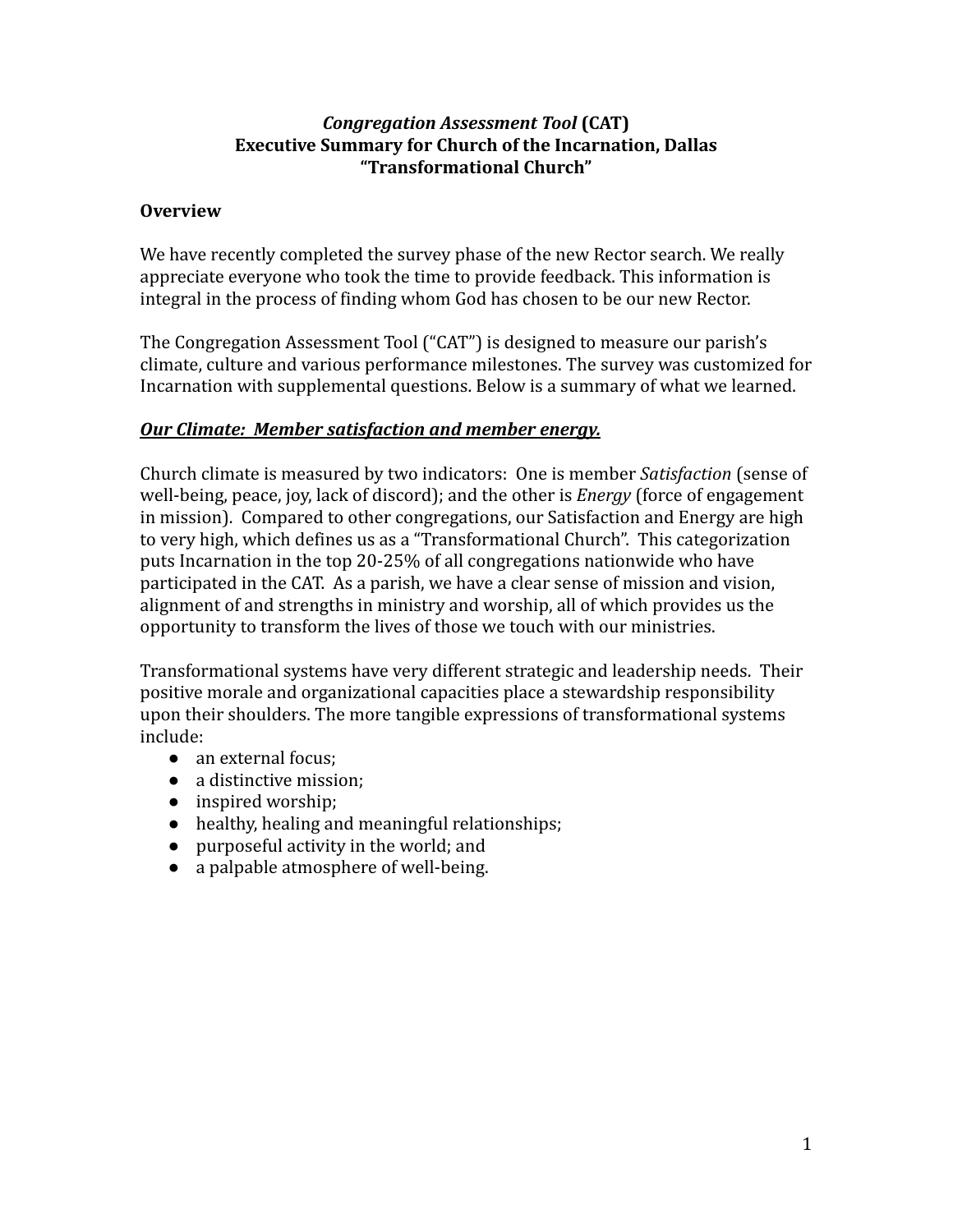# *Congregation Assessment Tool* (CAT)
# Executive Summary for Church of the Incarnation, Dallas
# "Transformational Church"

## Overview

We have recently completed the survey phase of the new Rector search. We really appreciate everyone who took the time to provide feedback. This information is integral in the process of finding whom God has chosen to be our new Rector.

The Congregation Assessment Tool ("CAT") is designed to measure our parish's climate, culture and various performance milestones. The survey was customized for Incarnation with supplemental questions. Below is a summary of what we learned.

## ***Our Climate: Member satisfaction and member energy.***

Church climate is measured by two indicators: One is member *Satisfaction* (sense of well-being, peace, joy, lack of discord); and the other is *Energy* (force of engagement in mission). Compared to other congregations, our Satisfaction and Energy are high to very high, which defines us as a "Transformational Church". This categorization puts Incarnation in the top 20-25% of all congregations nationwide who have participated in the CAT. As a parish, we have a clear sense of mission and vision, alignment of and strengths in ministry and worship, all of which provides us the opportunity to transform the lives of those we touch with our ministries.

Transformational systems have very different strategic and leadership needs. Their positive morale and organizational capacities place a stewardship responsibility upon their shoulders. The more tangible expressions of transformational systems include:

- an external focus;
- a distinctive mission;
- inspired worship;
- healthy, healing and meaningful relationships;
- purposeful activity in the world; and
- a palpable atmosphere of well-being.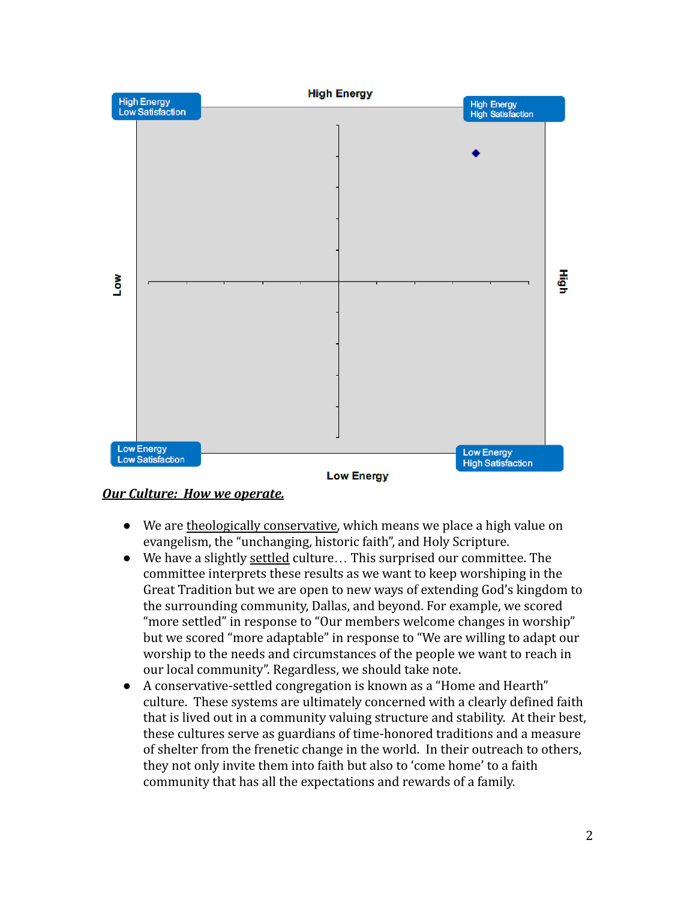High Energy

High Energy Low Satisfaction

High Energy High Satisfaction

Low

High

Low Energy Low Satisfaction

Low Energy High Satisfaction

Low Energy

***Our Culture: How we operate.***

- We are theologically conservative, which means we place a high value on evangelism, the "unchanging, historic faith", and Holy Scripture.
- We have a slightly settled culture… This surprised our committee. The committee interprets these results as we want to keep worshiping in the Great Tradition but we are open to new ways of extending God's kingdom to the surrounding community, Dallas, and beyond. For example, we scored "more settled" in response to "Our members welcome changes in worship" but we scored "more adaptable" in response to "We are willing to adapt our worship to the needs and circumstances of the people we want to reach in our local community". Regardless, we should take note.
- A conservative-settled congregation is known as a "Home and Hearth" culture. These systems are ultimately concerned with a clearly defined faith that is lived out in a community valuing structure and stability. At their best, these cultures serve as guardians of time-honored traditions and a measure of shelter from the frenetic change in the world. In their outreach to others, they not only invite them into faith but also to 'come home' to a faith community that has all the expectations and rewards of a family.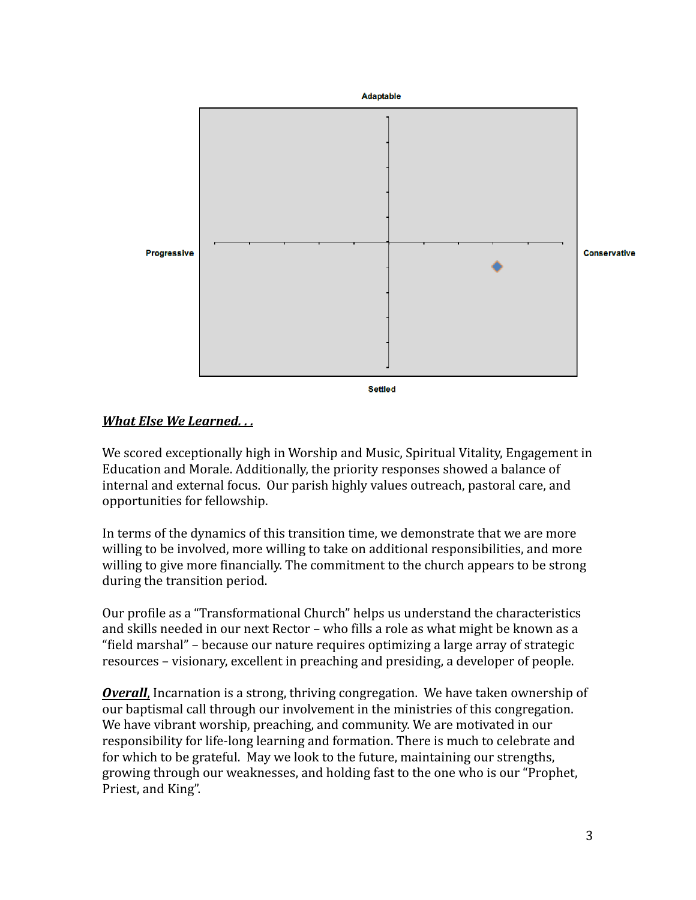Adaptable

Progressive

Conservative

Settled

***What Else We Learned. . .***

We scored exceptionally high in Worship and Music, Spiritual Vitality, Engagement in Education and Morale. Additionally, the priority responses showed a balance of internal and external focus. Our parish highly values outreach, pastoral care, and opportunities for fellowship.

In terms of the dynamics of this transition time, we demonstrate that we are more willing to be involved, more willing to take on additional responsibilities, and more willing to give more financially. The commitment to the church appears to be strong during the transition period.

Our profile as a "Transformational Church" helps us understand the characteristics and skills needed in our next Rector – who fills a role as what might be known as a "field marshal" – because our nature requires optimizing a large array of strategic resources – visionary, excellent in preaching and presiding, a developer of people.

***Overall***, Incarnation is a strong, thriving congregation. We have taken ownership of our baptismal call through our involvement in the ministries of this congregation. We have vibrant worship, preaching, and community. We are motivated in our responsibility for life-long learning and formation. There is much to celebrate and for which to be grateful. May we look to the future, maintaining our strengths, growing through our weaknesses, and holding fast to the one who is our "Prophet, Priest, and King".